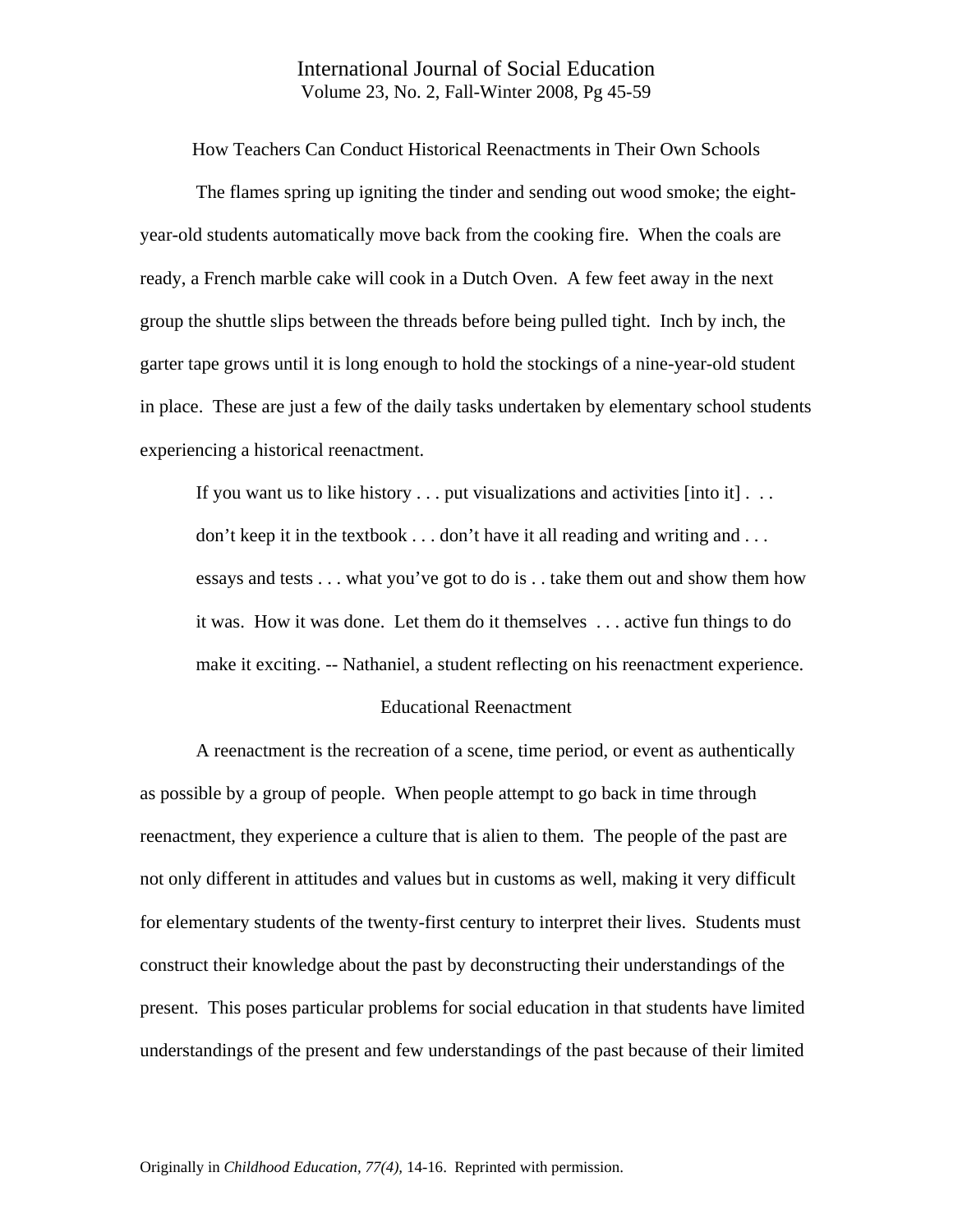# How Teachers Can Conduct Historical Reenactments in Their Own Schools

The flames spring up igniting the tinder and sending out wood smoke; the eight-year-old students automatically move back from the cooking fire. When the coals are ready, a French marble cake will cook in a Dutch Oven. A few feet away in the next group the shuttle slips between the threads before being pulled tight. Inch by inch, the garter tape grows until it is long enough to hold the stockings of a nine-year-old student in place. These are just a few of the daily tasks undertaken by elementary school students experiencing a historical reenactment.

> If you want us to like history . . . put visualizations and activities [into it] . . . don't keep it in the textbook . . . don't have it all reading and writing and . . . essays and tests . . . what you've got to do is . . take them out and show them how it was. How it was done. Let them do it themselves . . . active fun things to do make it exciting. -- Nathaniel, a student reflecting on his reenactment experience.

## Educational Reenactment

A reenactment is the recreation of a scene, time period, or event as authentically as possible by a group of people. When people attempt to go back in time through reenactment, they experience a culture that is alien to them. The people of the past are not only different in attitudes and values but in customs as well, making it very difficult for elementary students of the twenty-first century to interpret their lives. Students must construct their knowledge about the past by deconstructing their understandings of the present. This poses particular problems for social education in that students have limited understandings of the present and few understandings of the past because of their limited

Originally in *Childhood Education, 77(4)*, 14-16. Reprinted with permission.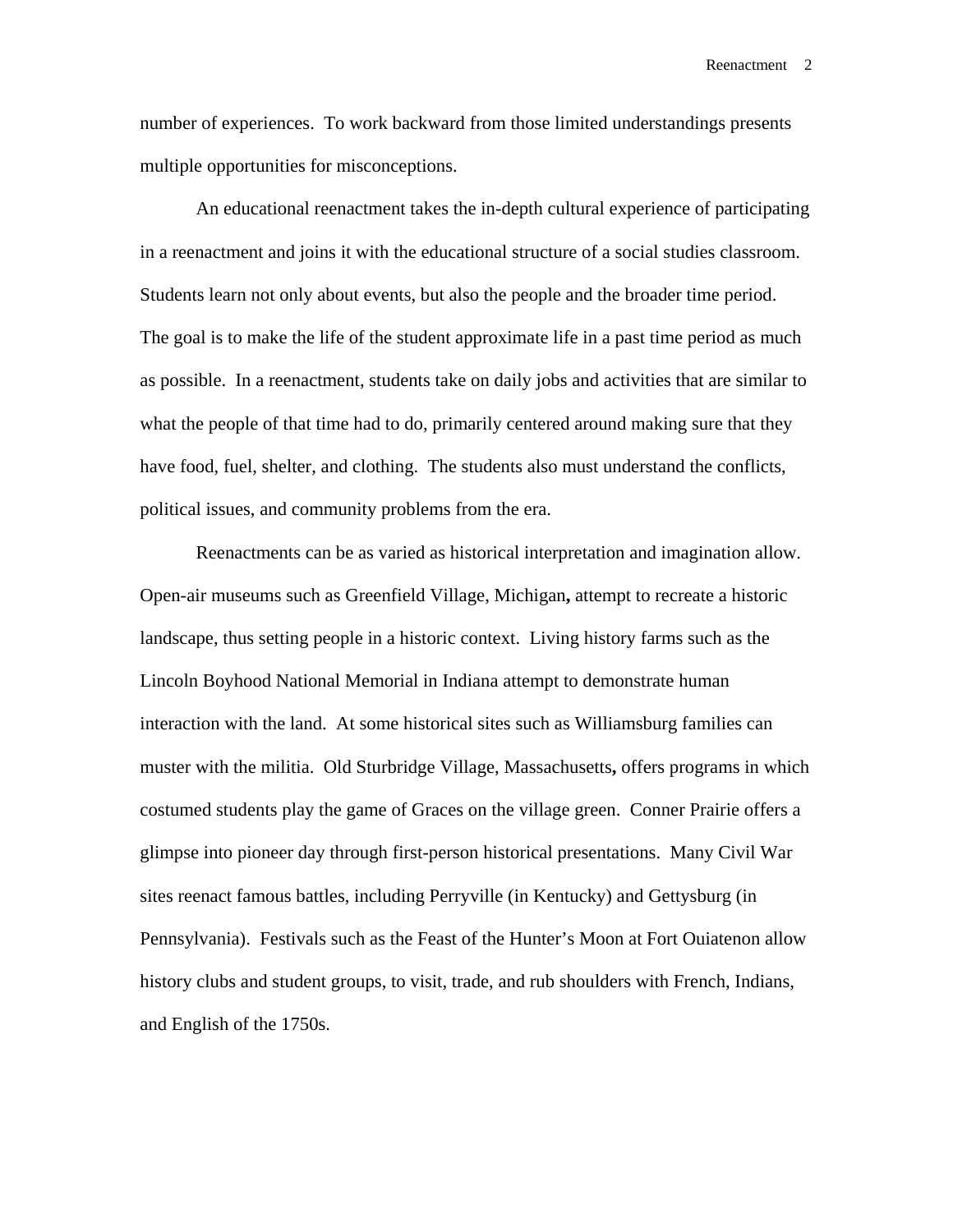number of experiences. To work backward from those limited understandings presents multiple opportunities for misconceptions.

An educational reenactment takes the in-depth cultural experience of participating in a reenactment and joins it with the educational structure of a social studies classroom. Students learn not only about events, but also the people and the broader time period. The goal is to make the life of the student approximate life in a past time period as much as possible. In a reenactment, students take on daily jobs and activities that are similar to what the people of that time had to do, primarily centered around making sure that they have food, fuel, shelter, and clothing. The students also must understand the conflicts, political issues, and community problems from the era.

Reenactments can be as varied as historical interpretation and imagination allow. Open-air museums such as Greenfield Village, Michigan**,** attempt to recreate a historic landscape, thus setting people in a historic context. Living history farms such as the Lincoln Boyhood National Memorial in Indiana attempt to demonstrate human interaction with the land. At some historical sites such as Williamsburg families can muster with the militia. Old Sturbridge Village, Massachusetts**,** offers programs in which costumed students play the game of Graces on the village green. Conner Prairie offers a glimpse into pioneer day through first-person historical presentations. Many Civil War sites reenact famous battles, including Perryville (in Kentucky) and Gettysburg (in Pennsylvania). Festivals such as the Feast of the Hunter's Moon at Fort Ouiatenon allow history clubs and student groups, to visit, trade, and rub shoulders with French, Indians, and English of the 1750s.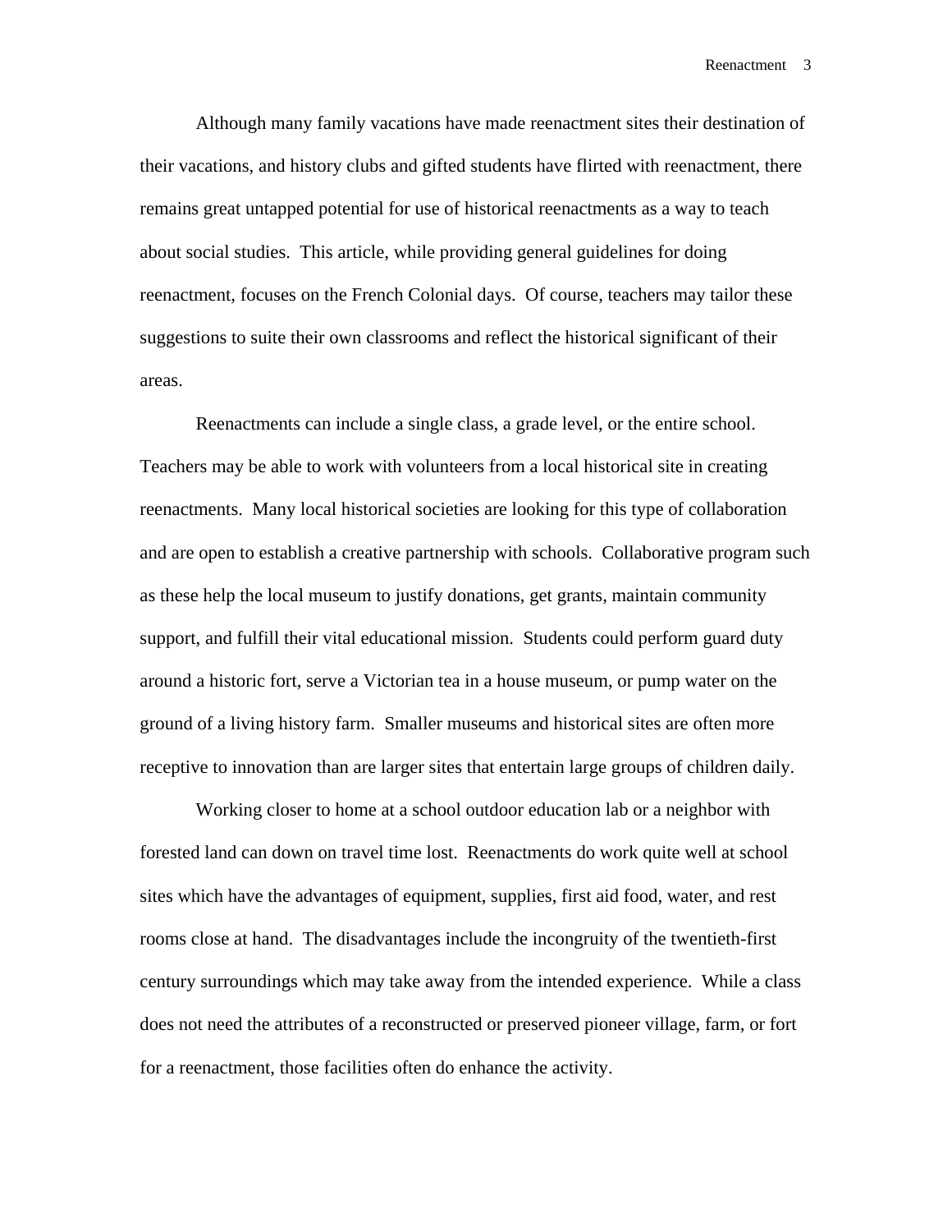Although many family vacations have made reenactment sites their destination of their vacations, and history clubs and gifted students have flirted with reenactment, there remains great untapped potential for use of historical reenactments as a way to teach about social studies. This article, while providing general guidelines for doing reenactment, focuses on the French Colonial days. Of course, teachers may tailor these suggestions to suite their own classrooms and reflect the historical significant of their areas.

Reenactments can include a single class, a grade level, or the entire school. Teachers may be able to work with volunteers from a local historical site in creating reenactments. Many local historical societies are looking for this type of collaboration and are open to establish a creative partnership with schools. Collaborative program such as these help the local museum to justify donations, get grants, maintain community support, and fulfill their vital educational mission. Students could perform guard duty around a historic fort, serve a Victorian tea in a house museum, or pump water on the ground of a living history farm. Smaller museums and historical sites are often more receptive to innovation than are larger sites that entertain large groups of children daily.

Working closer to home at a school outdoor education lab or a neighbor with forested land can down on travel time lost. Reenactments do work quite well at school sites which have the advantages of equipment, supplies, first aid food, water, and rest rooms close at hand. The disadvantages include the incongruity of the twentieth-first century surroundings which may take away from the intended experience. While a class does not need the attributes of a reconstructed or preserved pioneer village, farm, or fort for a reenactment, those facilities often do enhance the activity.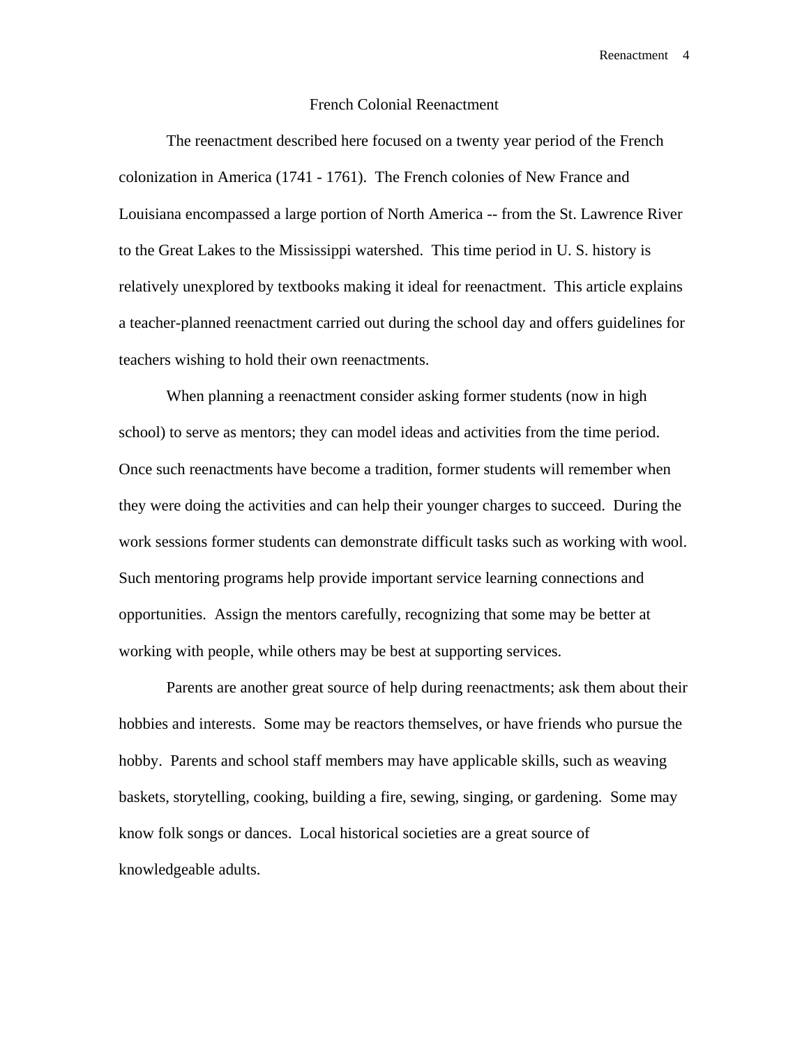## French Colonial Reenactment

The reenactment described here focused on a twenty year period of the French colonization in America (1741 - 1761). The French colonies of New France and Louisiana encompassed a large portion of North America -- from the St. Lawrence River to the Great Lakes to the Mississippi watershed. This time period in U. S. history is relatively unexplored by textbooks making it ideal for reenactment. This article explains a teacher-planned reenactment carried out during the school day and offers guidelines for teachers wishing to hold their own reenactments.

When planning a reenactment consider asking former students (now in high school) to serve as mentors; they can model ideas and activities from the time period. Once such reenactments have become a tradition, former students will remember when they were doing the activities and can help their younger charges to succeed. During the work sessions former students can demonstrate difficult tasks such as working with wool. Such mentoring programs help provide important service learning connections and opportunities. Assign the mentors carefully, recognizing that some may be better at working with people, while others may be best at supporting services.

Parents are another great source of help during reenactments; ask them about their hobbies and interests. Some may be reactors themselves, or have friends who pursue the hobby. Parents and school staff members may have applicable skills, such as weaving baskets, storytelling, cooking, building a fire, sewing, singing, or gardening. Some may know folk songs or dances. Local historical societies are a great source of knowledgeable adults.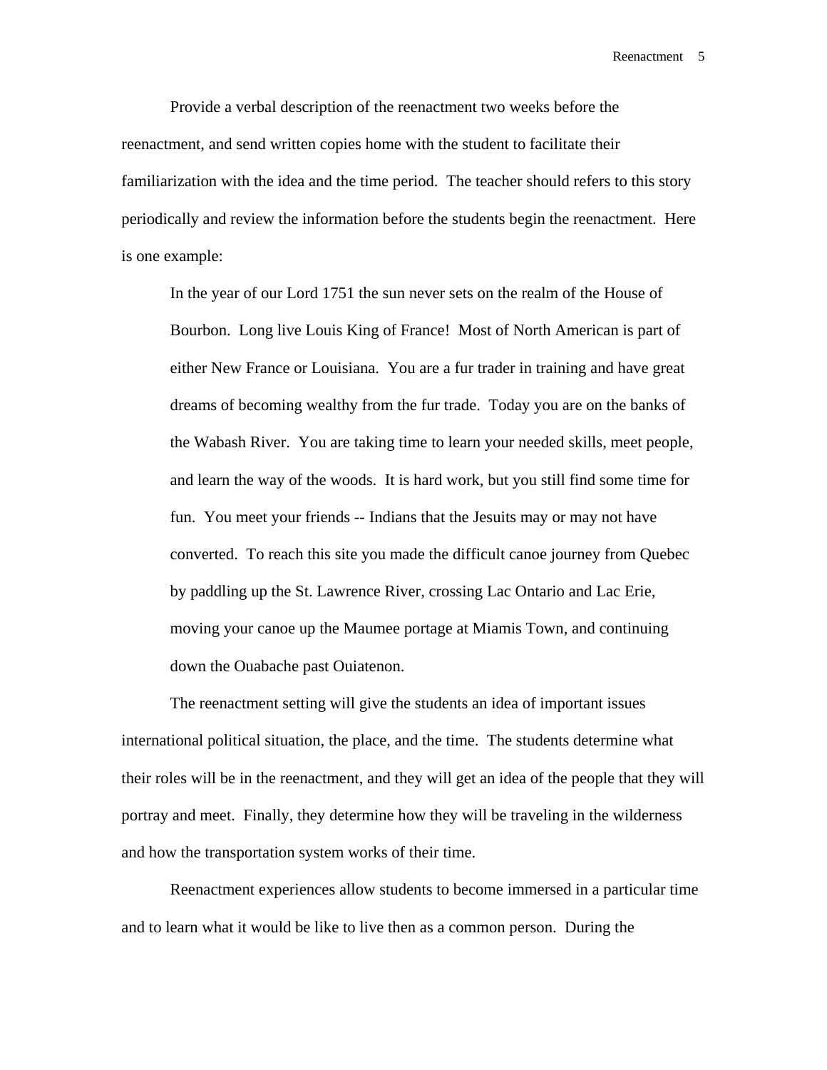Provide a verbal description of the reenactment two weeks before the reenactment, and send written copies home with the student to facilitate their familiarization with the idea and the time period. The teacher should refers to this story periodically and review the information before the students begin the reenactment. Here is one example:

> In the year of our Lord 1751 the sun never sets on the realm of the House of Bourbon. Long live Louis King of France! Most of North American is part of either New France or Louisiana. You are a fur trader in training and have great dreams of becoming wealthy from the fur trade. Today you are on the banks of the Wabash River. You are taking time to learn your needed skills, meet people, and learn the way of the woods. It is hard work, but you still find some time for fun. You meet your friends -- Indians that the Jesuits may or may not have converted. To reach this site you made the difficult canoe journey from Quebec by paddling up the St. Lawrence River, crossing Lac Ontario and Lac Erie, moving your canoe up the Maumee portage at Miamis Town, and continuing down the Ouabache past Ouiatenon.

The reenactment setting will give the students an idea of important issues international political situation, the place, and the time. The students determine what their roles will be in the reenactment, and they will get an idea of the people that they will portray and meet. Finally, they determine how they will be traveling in the wilderness and how the transportation system works of their time.

Reenactment experiences allow students to become immersed in a particular time and to learn what it would be like to live then as a common person. During the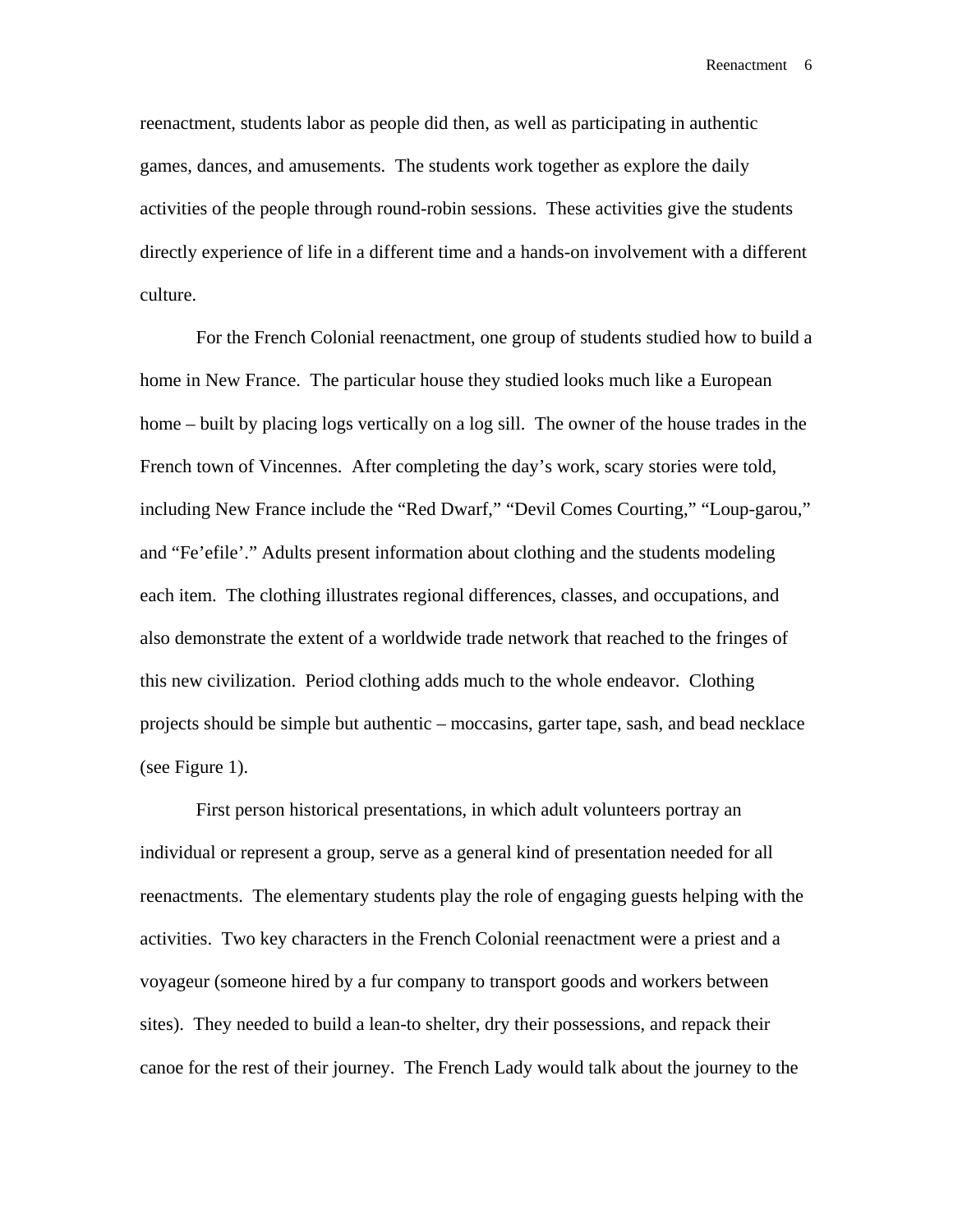reenactment, students labor as people did then, as well as participating in authentic games, dances, and amusements. The students work together as explore the daily activities of the people through round-robin sessions. These activities give the students directly experience of life in a different time and a hands-on involvement with a different culture.

For the French Colonial reenactment, one group of students studied how to build a home in New France. The particular house they studied looks much like a European home – built by placing logs vertically on a log sill. The owner of the house trades in the French town of Vincennes. After completing the day's work, scary stories were told, including New France include the "Red Dwarf," "Devil Comes Courting," "Loup-garou," and "Fe'efile'." Adults present information about clothing and the students modeling each item. The clothing illustrates regional differences, classes, and occupations, and also demonstrate the extent of a worldwide trade network that reached to the fringes of this new civilization. Period clothing adds much to the whole endeavor. Clothing projects should be simple but authentic – moccasins, garter tape, sash, and bead necklace (see Figure 1).

First person historical presentations, in which adult volunteers portray an individual or represent a group, serve as a general kind of presentation needed for all reenactments. The elementary students play the role of engaging guests helping with the activities. Two key characters in the French Colonial reenactment were a priest and a voyageur (someone hired by a fur company to transport goods and workers between sites). They needed to build a lean-to shelter, dry their possessions, and repack their canoe for the rest of their journey. The French Lady would talk about the journey to the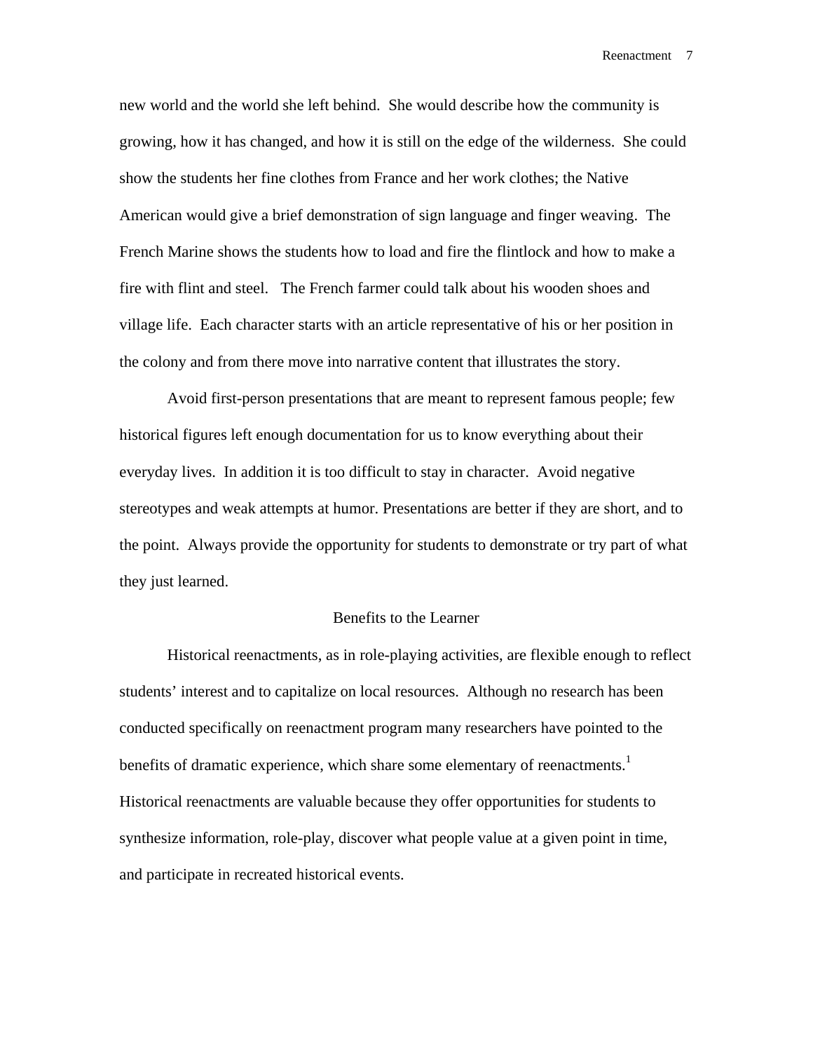new world and the world she left behind. She would describe how the community is growing, how it has changed, and how it is still on the edge of the wilderness. She could show the students her fine clothes from France and her work clothes; the Native American would give a brief demonstration of sign language and finger weaving. The French Marine shows the students how to load and fire the flintlock and how to make a fire with flint and steel. The French farmer could talk about his wooden shoes and village life. Each character starts with an article representative of his or her position in the colony and from there move into narrative content that illustrates the story.

Avoid first-person presentations that are meant to represent famous people; few historical figures left enough documentation for us to know everything about their everyday lives. In addition it is too difficult to stay in character. Avoid negative stereotypes and weak attempts at humor. Presentations are better if they are short, and to the point. Always provide the opportunity for students to demonstrate or try part of what they just learned.

## Benefits to the Learner

Historical reenactments, as in role-playing activities, are flexible enough to reflect students' interest and to capitalize on local resources. Although no research has been conducted specifically on reenactment program many researchers have pointed to the benefits of dramatic experience, which share some elementary of reenactments.[1] Historical reenactments are valuable because they offer opportunities for students to synthesize information, role-play, discover what people value at a given point in time, and participate in recreated historical events.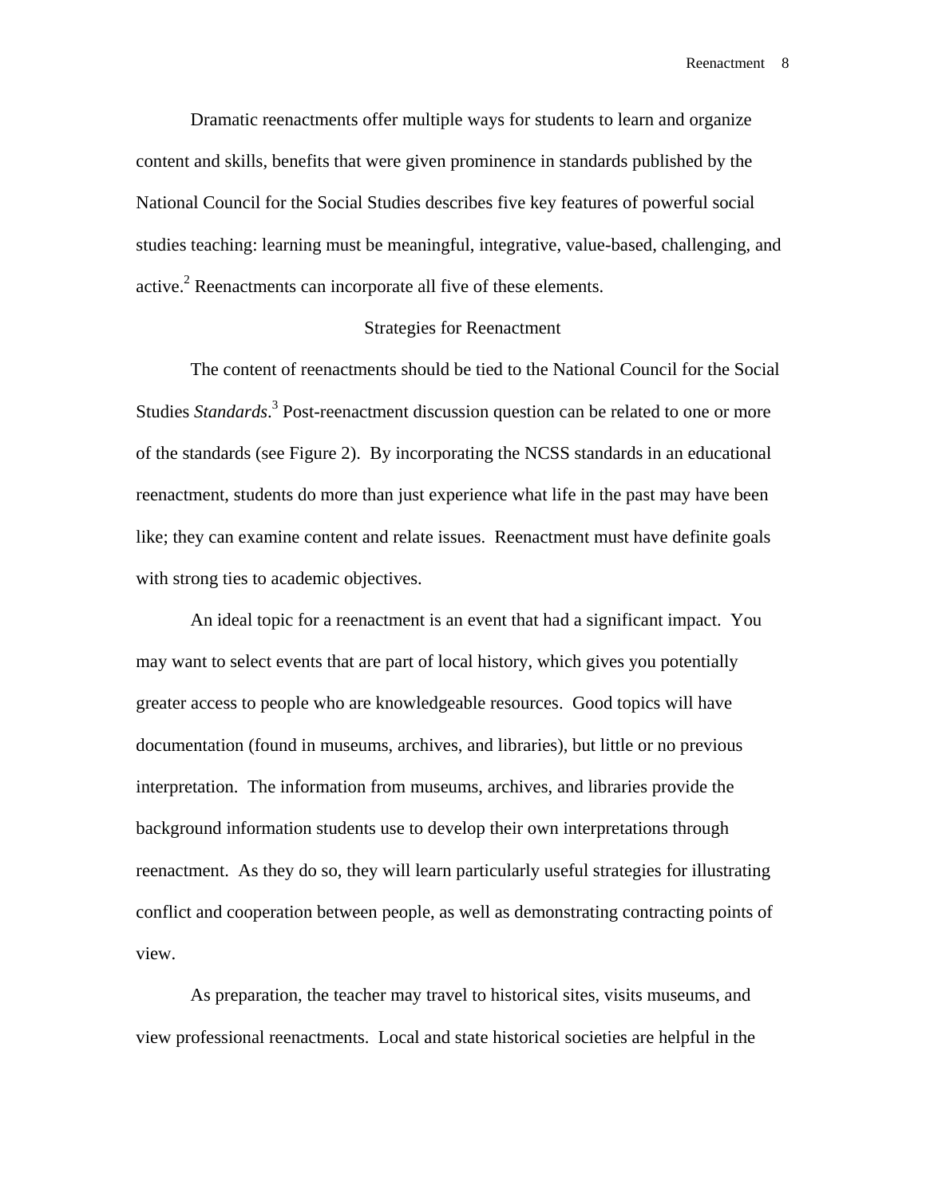Dramatic reenactments offer multiple ways for students to learn and organize content and skills, benefits that were given prominence in standards published by the National Council for the Social Studies describes five key features of powerful social studies teaching: learning must be meaningful, integrative, value-based, challenging, and active.[2] Reenactments can incorporate all five of these elements.

## Strategies for Reenactment

The content of reenactments should be tied to the National Council for the Social Studies *Standards*.[3] Post-reenactment discussion question can be related to one or more of the standards (see Figure 2). By incorporating the NCSS standards in an educational reenactment, students do more than just experience what life in the past may have been like; they can examine content and relate issues. Reenactment must have definite goals with strong ties to academic objectives.

An ideal topic for a reenactment is an event that had a significant impact. You may want to select events that are part of local history, which gives you potentially greater access to people who are knowledgeable resources. Good topics will have documentation (found in museums, archives, and libraries), but little or no previous interpretation. The information from museums, archives, and libraries provide the background information students use to develop their own interpretations through reenactment. As they do so, they will learn particularly useful strategies for illustrating conflict and cooperation between people, as well as demonstrating contracting points of view.

As preparation, the teacher may travel to historical sites, visits museums, and view professional reenactments. Local and state historical societies are helpful in the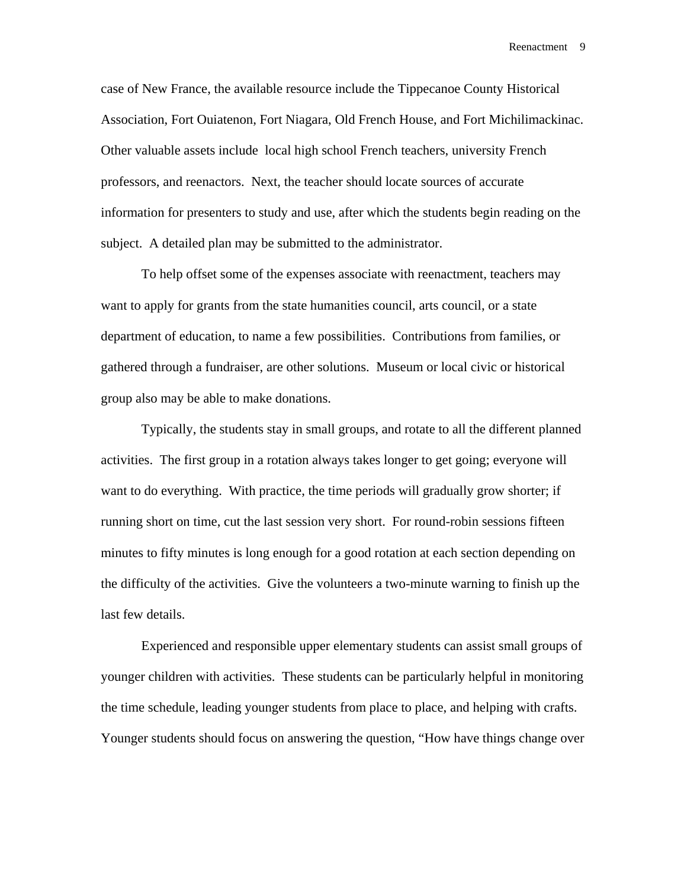case of New France, the available resource include the Tippecanoe County Historical Association, Fort Ouiatenon, Fort Niagara, Old French House, and Fort Michilimackinac. Other valuable assets include  local high school French teachers, university French professors, and reenactors.  Next, the teacher should locate sources of accurate information for presenters to study and use, after which the students begin reading on the subject.  A detailed plan may be submitted to the administrator.

To help offset some of the expenses associate with reenactment, teachers may want to apply for grants from the state humanities council, arts council, or a state department of education, to name a few possibilities.  Contributions from families, or gathered through a fundraiser, are other solutions.  Museum or local civic or historical group also may be able to make donations.

Typically, the students stay in small groups, and rotate to all the different planned activities.  The first group in a rotation always takes longer to get going; everyone will want to do everything.  With practice, the time periods will gradually grow shorter; if running short on time, cut the last session very short.  For round-robin sessions fifteen minutes to fifty minutes is long enough for a good rotation at each section depending on the difficulty of the activities.  Give the volunteers a two-minute warning to finish up the last few details.

Experienced and responsible upper elementary students can assist small groups of younger children with activities.  These students can be particularly helpful in monitoring the time schedule, leading younger students from place to place, and helping with crafts. Younger students should focus on answering the question, "How have things change over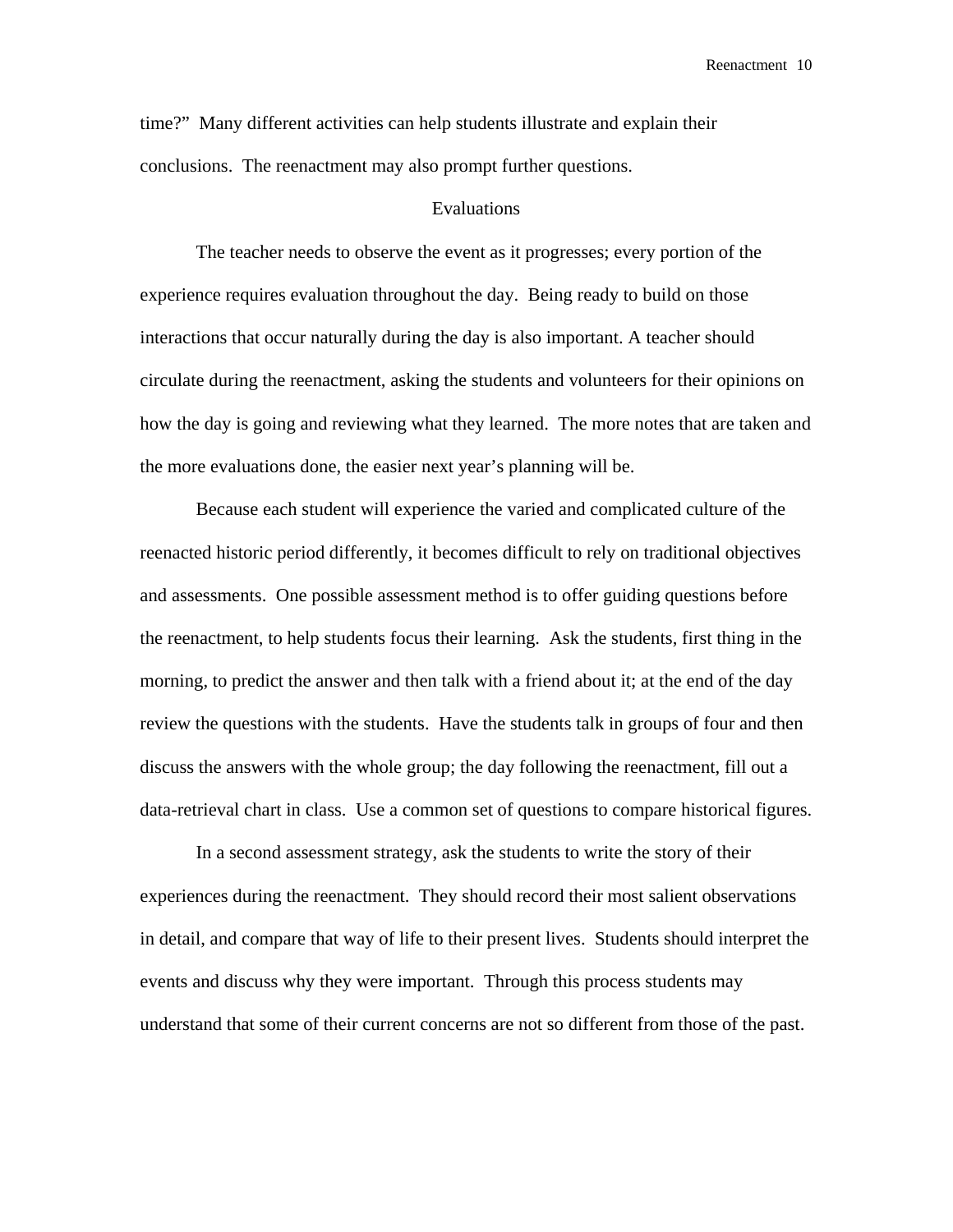time?" Many different activities can help students illustrate and explain their conclusions. The reenactment may also prompt further questions.

## Evaluations

The teacher needs to observe the event as it progresses; every portion of the experience requires evaluation throughout the day. Being ready to build on those interactions that occur naturally during the day is also important. A teacher should circulate during the reenactment, asking the students and volunteers for their opinions on how the day is going and reviewing what they learned. The more notes that are taken and the more evaluations done, the easier next year's planning will be.

Because each student will experience the varied and complicated culture of the reenacted historic period differently, it becomes difficult to rely on traditional objectives and assessments. One possible assessment method is to offer guiding questions before the reenactment, to help students focus their learning. Ask the students, first thing in the morning, to predict the answer and then talk with a friend about it; at the end of the day review the questions with the students. Have the students talk in groups of four and then discuss the answers with the whole group; the day following the reenactment, fill out a data-retrieval chart in class. Use a common set of questions to compare historical figures.

In a second assessment strategy, ask the students to write the story of their experiences during the reenactment. They should record their most salient observations in detail, and compare that way of life to their present lives. Students should interpret the events and discuss why they were important. Through this process students may understand that some of their current concerns are not so different from those of the past.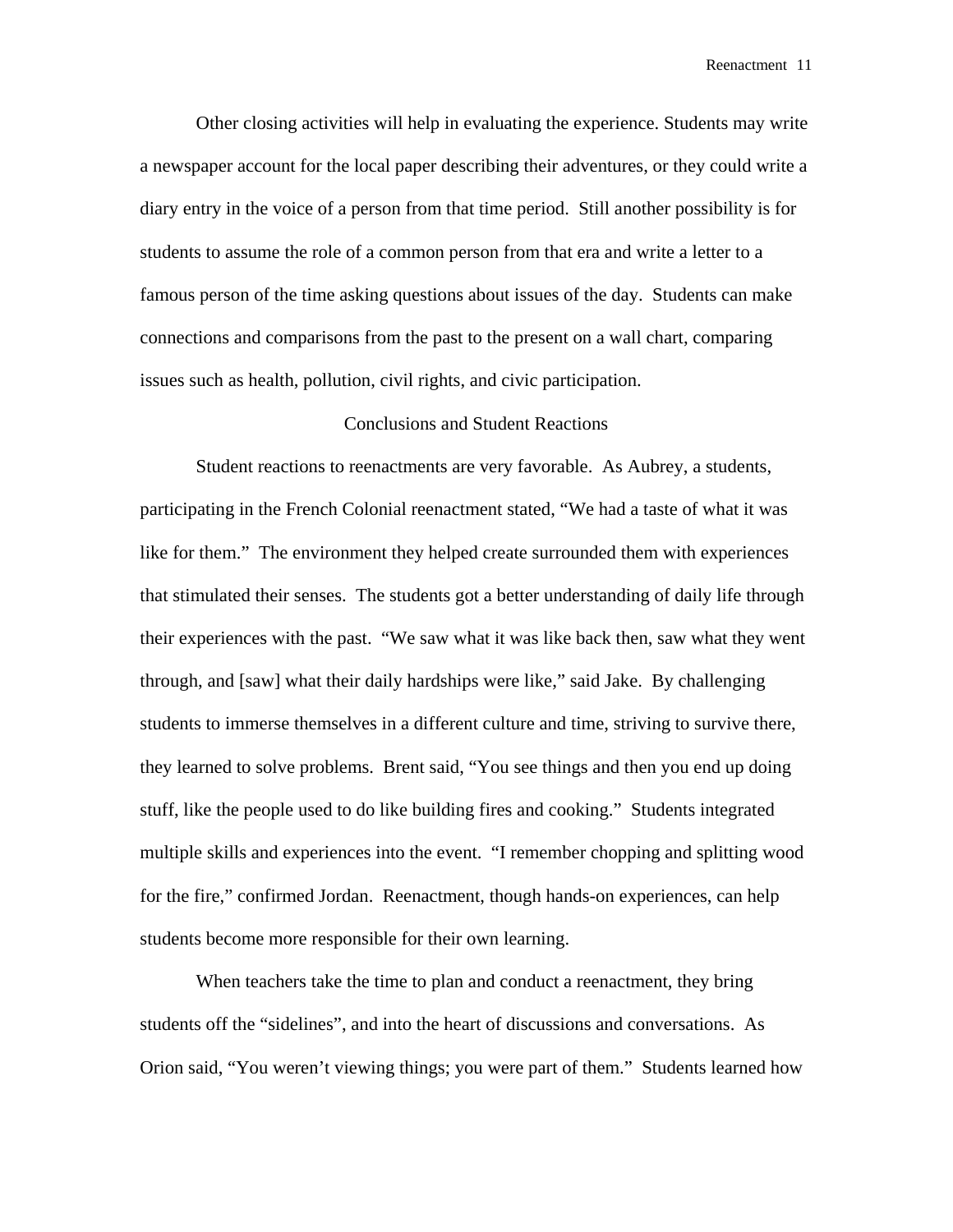Other closing activities will help in evaluating the experience. Students may write a newspaper account for the local paper describing their adventures, or they could write a diary entry in the voice of a person from that time period.  Still another possibility is for students to assume the role of a common person from that era and write a letter to a famous person of the time asking questions about issues of the day.  Students can make connections and comparisons from the past to the present on a wall chart, comparing issues such as health, pollution, civil rights, and civic participation.

## Conclusions and Student Reactions

Student reactions to reenactments are very favorable.  As Aubrey, a students, participating in the French Colonial reenactment stated, “We had a taste of what it was like for them.”  The environment they helped create surrounded them with experiences that stimulated their senses.  The students got a better understanding of daily life through their experiences with the past.  “We saw what it was like back then, saw what they went through, and [saw] what their daily hardships were like,” said Jake.  By challenging students to immerse themselves in a different culture and time, striving to survive there, they learned to solve problems.  Brent said, “You see things and then you end up doing stuff, like the people used to do like building fires and cooking.”  Students integrated multiple skills and experiences into the event.  “I remember chopping and splitting wood for the fire,” confirmed Jordan.  Reenactment, though hands-on experiences, can help students become more responsible for their own learning.

When teachers take the time to plan and conduct a reenactment, they bring students off the “sidelines”, and into the heart of discussions and conversations.  As Orion said, “You weren’t viewing things; you were part of them.”  Students learned how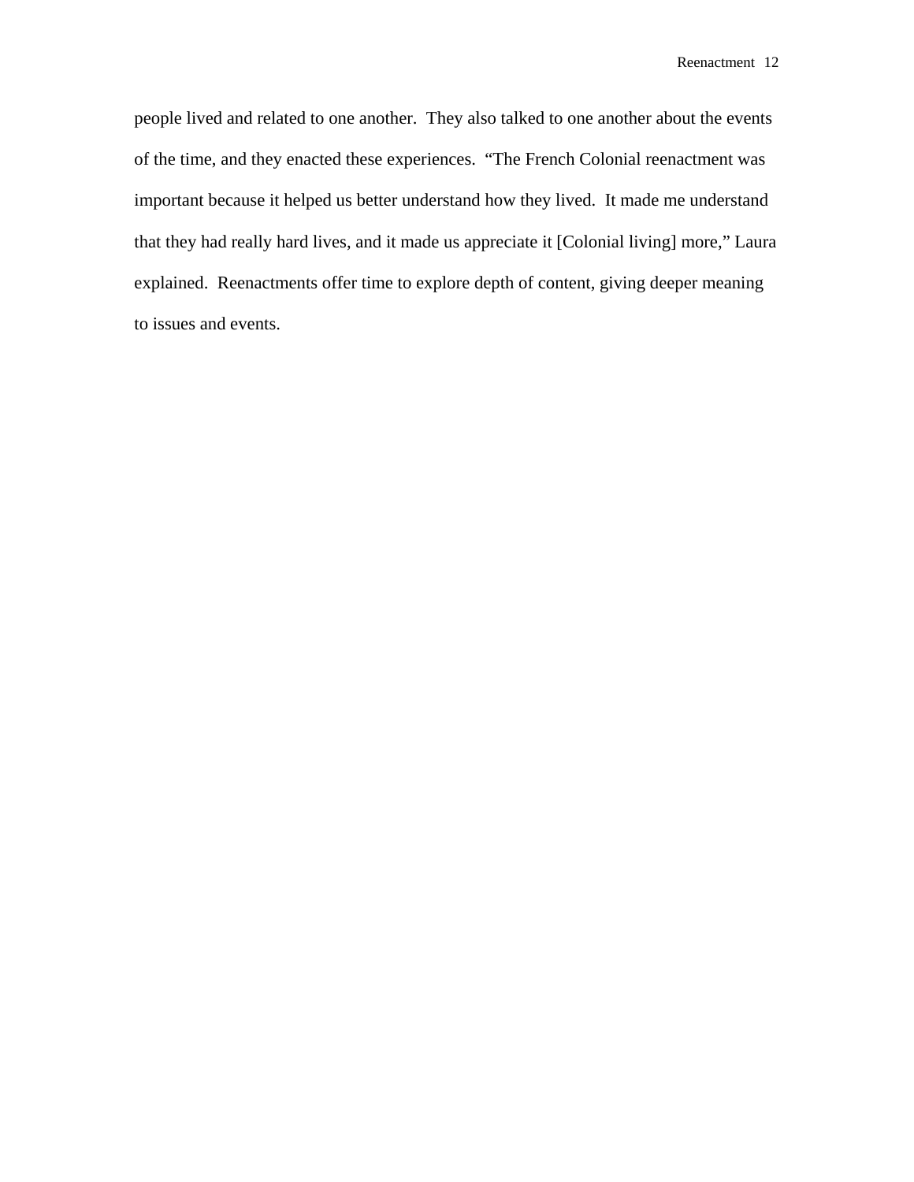people lived and related to one another. They also talked to one another about the events of the time, and they enacted these experiences. "The French Colonial reenactment was important because it helped us better understand how they lived. It made me understand that they had really hard lives, and it made us appreciate it [Colonial living] more," Laura explained. Reenactments offer time to explore depth of content, giving deeper meaning to issues and events.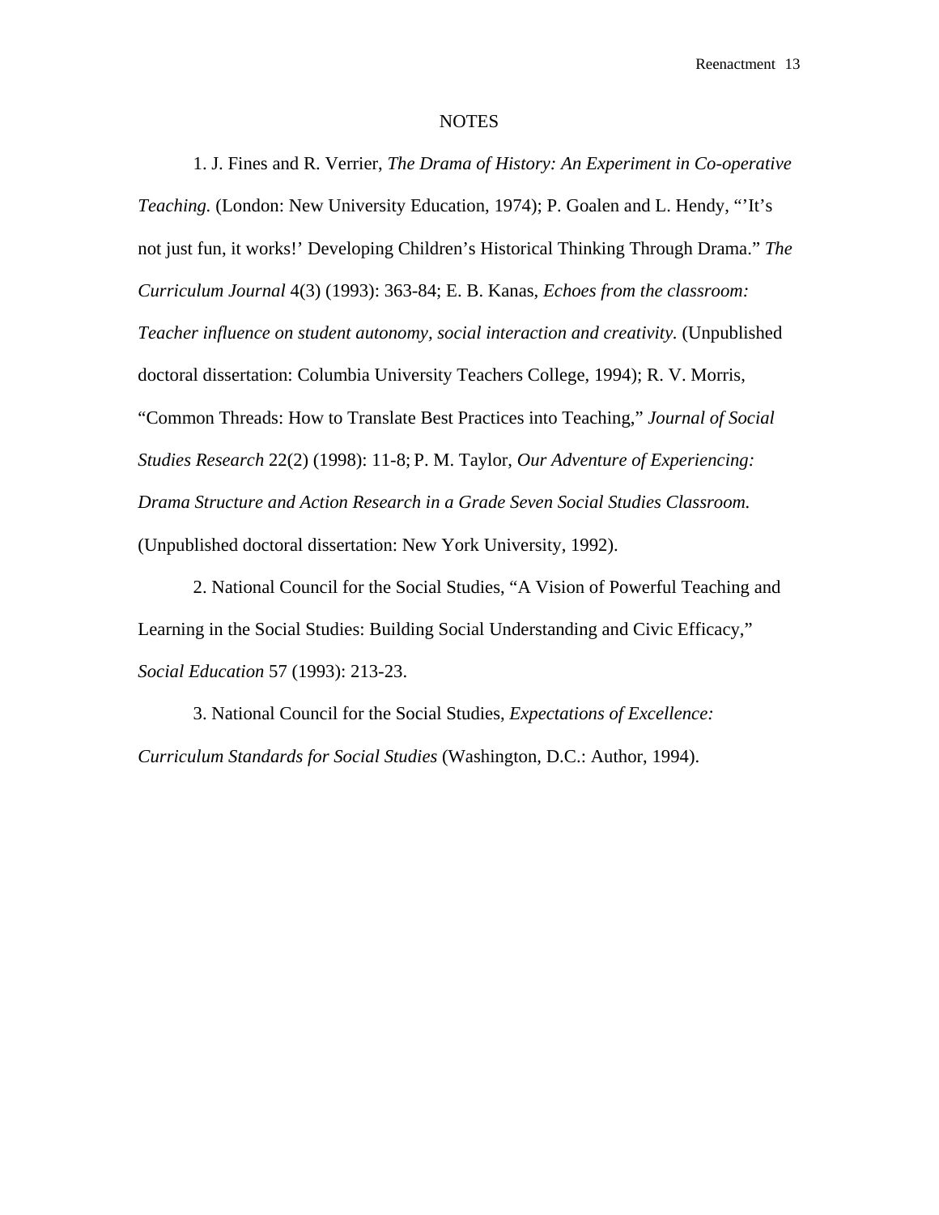## NOTES

1. J. Fines and R. Verrier, *The Drama of History: An Experiment in Co-operative Teaching.* (London: New University Education, 1974); P. Goalen and L. Hendy, "'It's not just fun, it works!' Developing Children's Historical Thinking Through Drama." *The Curriculum Journal* 4(3) (1993): 363-84; E. B. Kanas, *Echoes from the classroom: Teacher influence on student autonomy, social interaction and creativity.* (Unpublished doctoral dissertation: Columbia University Teachers College, 1994); R. V. Morris, "Common Threads: How to Translate Best Practices into Teaching," *Journal of Social Studies Research* 22(2) (1998): 11-8; P. M. Taylor, *Our Adventure of Experiencing: Drama Structure and Action Research in a Grade Seven Social Studies Classroom.* (Unpublished doctoral dissertation: New York University, 1992).

2. National Council for the Social Studies, "A Vision of Powerful Teaching and Learning in the Social Studies: Building Social Understanding and Civic Efficacy," *Social Education* 57 (1993): 213-23.

3. National Council for the Social Studies, *Expectations of Excellence: Curriculum Standards for Social Studies* (Washington, D.C.: Author, 1994).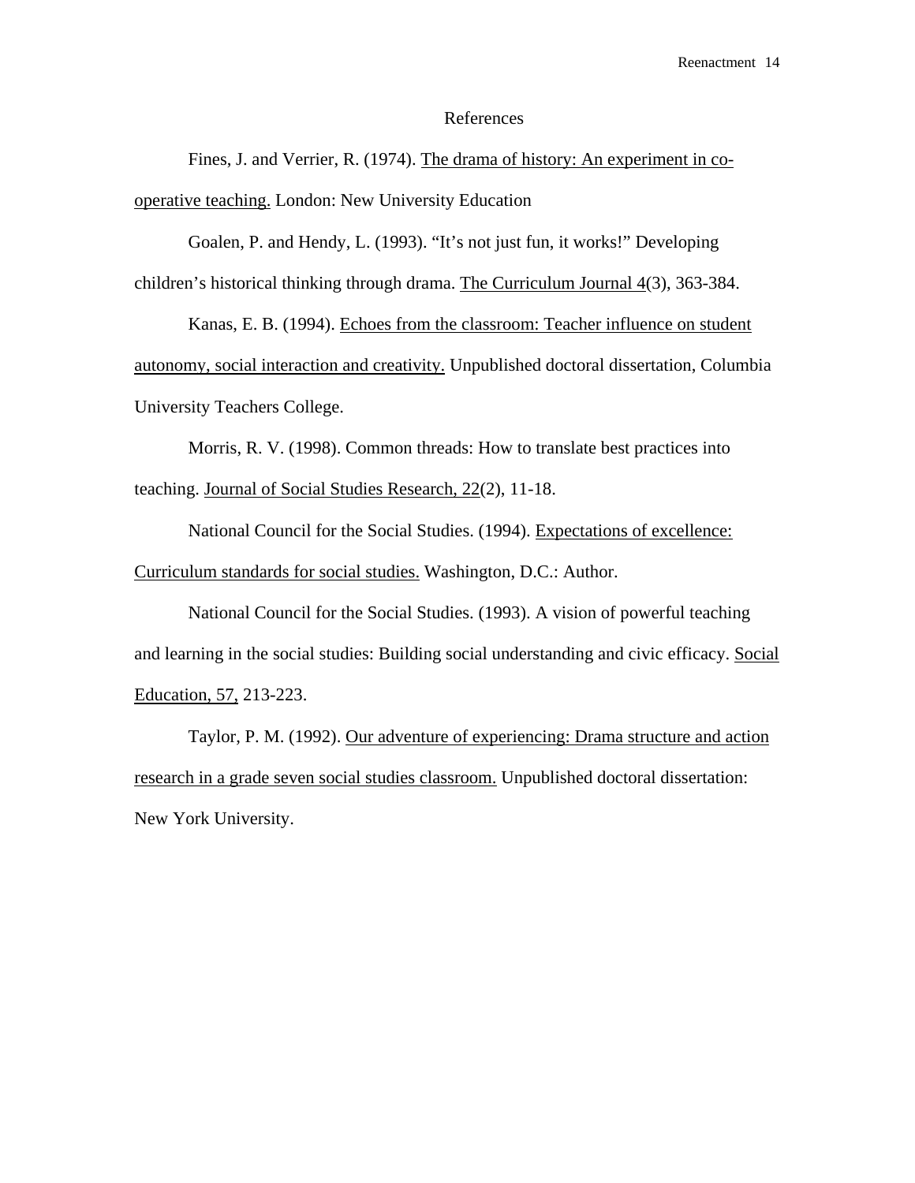# References

Fines, J. and Verrier, R. (1974). The drama of history: An experiment in co-operative teaching. London: New University Education

Goalen, P. and Hendy, L. (1993). “It’s not just fun, it works!” Developing children’s historical thinking through drama. The Curriculum Journal 4(3), 363-384.

Kanas, E. B. (1994). Echoes from the classroom: Teacher influence on student autonomy, social interaction and creativity. Unpublished doctoral dissertation, Columbia University Teachers College.

Morris, R. V. (1998). Common threads: How to translate best practices into teaching. Journal of Social Studies Research, 22(2), 11-18.

National Council for the Social Studies. (1994). Expectations of excellence: Curriculum standards for social studies. Washington, D.C.: Author.

National Council for the Social Studies. (1993). A vision of powerful teaching and learning in the social studies: Building social understanding and civic efficacy. Social Education, 57, 213-223.

Taylor, P. M. (1992). Our adventure of experiencing: Drama structure and action research in a grade seven social studies classroom. Unpublished doctoral dissertation: New York University.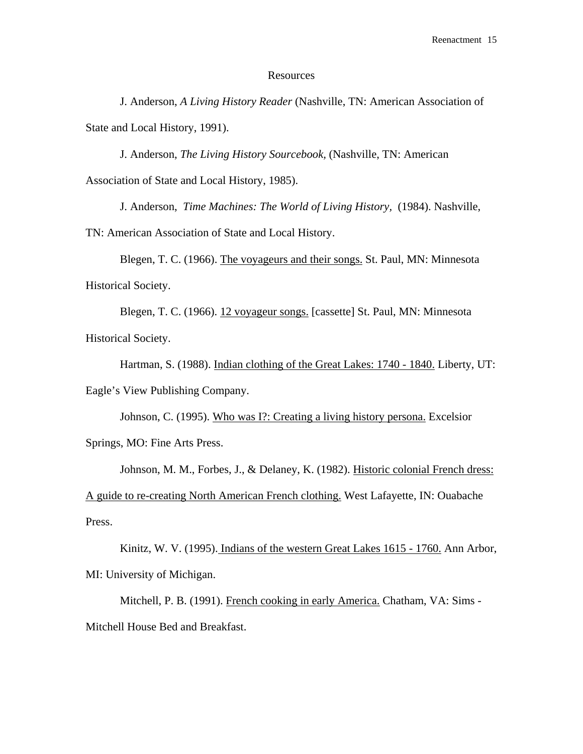## Resources

J. Anderson, *A Living History Reader* (Nashville, TN: American Association of State and Local History, 1991).

J. Anderson, *The Living History Sourcebook,* (Nashville, TN: American Association of State and Local History, 1985).

J. Anderson, *Time Machines: The World of Living History*, (1984). Nashville, TN: American Association of State and Local History.

Blegen, T. C. (1966). <u>The voyageurs and their songs.</u> St. Paul, MN: Minnesota Historical Society.

Blegen, T. C. (1966). <u>12 voyageur songs.</u> [cassette] St. Paul, MN: Minnesota Historical Society.

Hartman, S. (1988). <u>Indian clothing of the Great Lakes: 1740 - 1840.</u> Liberty, UT: Eagle's View Publishing Company.

Johnson, C. (1995). <u>Who was I?: Creating a living history persona.</u> Excelsior Springs, MO: Fine Arts Press.

Johnson, M. M., Forbes, J., & Delaney, K. (1982). <u>Historic colonial French dress: A guide to re-creating North American French clothing.</u> West Lafayette, IN: Ouabache Press.

Kinitz, W. V. (1995). <u>Indians of the western Great Lakes 1615 - 1760.</u> Ann Arbor, MI: University of Michigan.

Mitchell, P. B. (1991). <u>French cooking in early America.</u> Chatham, VA: Sims - Mitchell House Bed and Breakfast.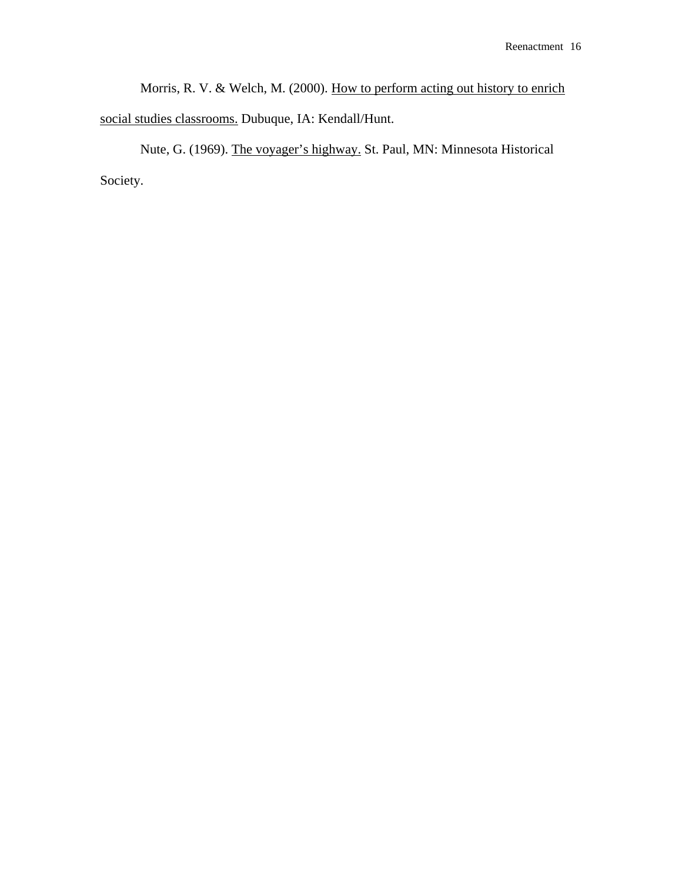Morris, R. V. & Welch, M. (2000). How to perform acting out history to enrich social studies classrooms. Dubuque, IA: Kendall/Hunt.

Nute, G. (1969). The voyager's highway. St. Paul, MN: Minnesota Historical Society.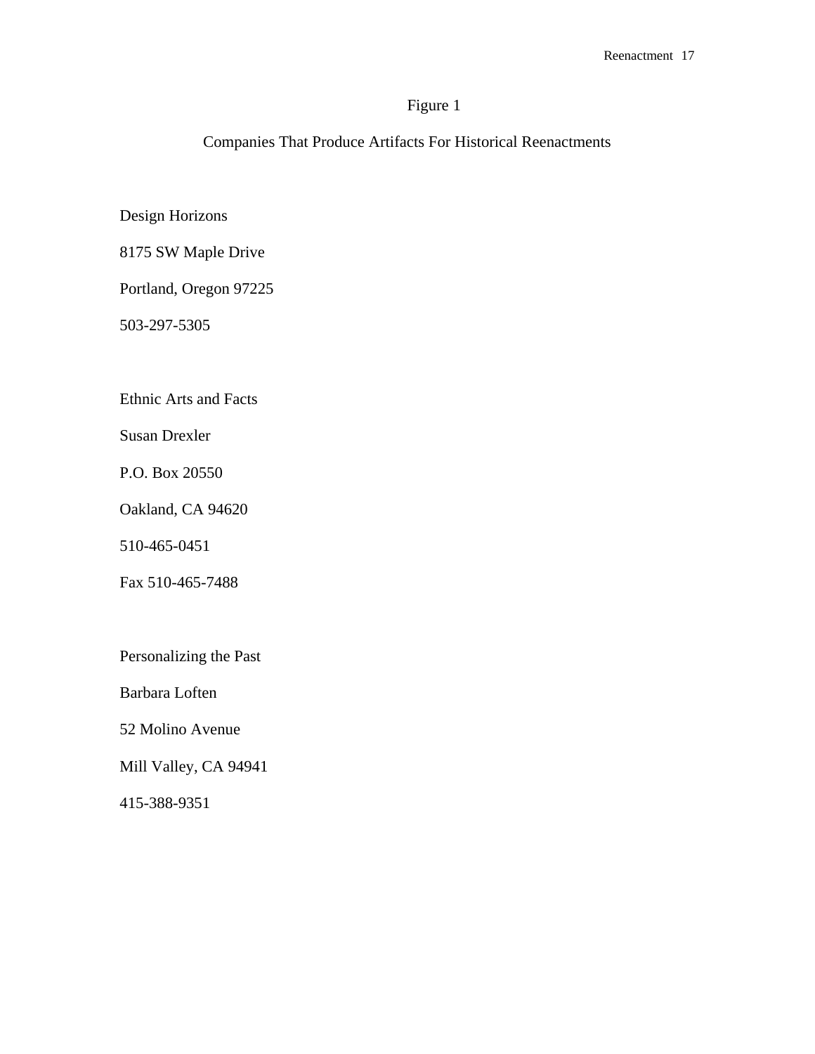Figure 1

Companies That Produce Artifacts For Historical Reenactments

Design Horizons

8175 SW Maple Drive

Portland, Oregon 97225

503-297-5305

Ethnic Arts and Facts

Susan Drexler

P.O. Box 20550

Oakland, CA 94620

510-465-0451

Fax 510-465-7488

Personalizing the Past

Barbara Loften

52 Molino Avenue

Mill Valley, CA 94941

415-388-9351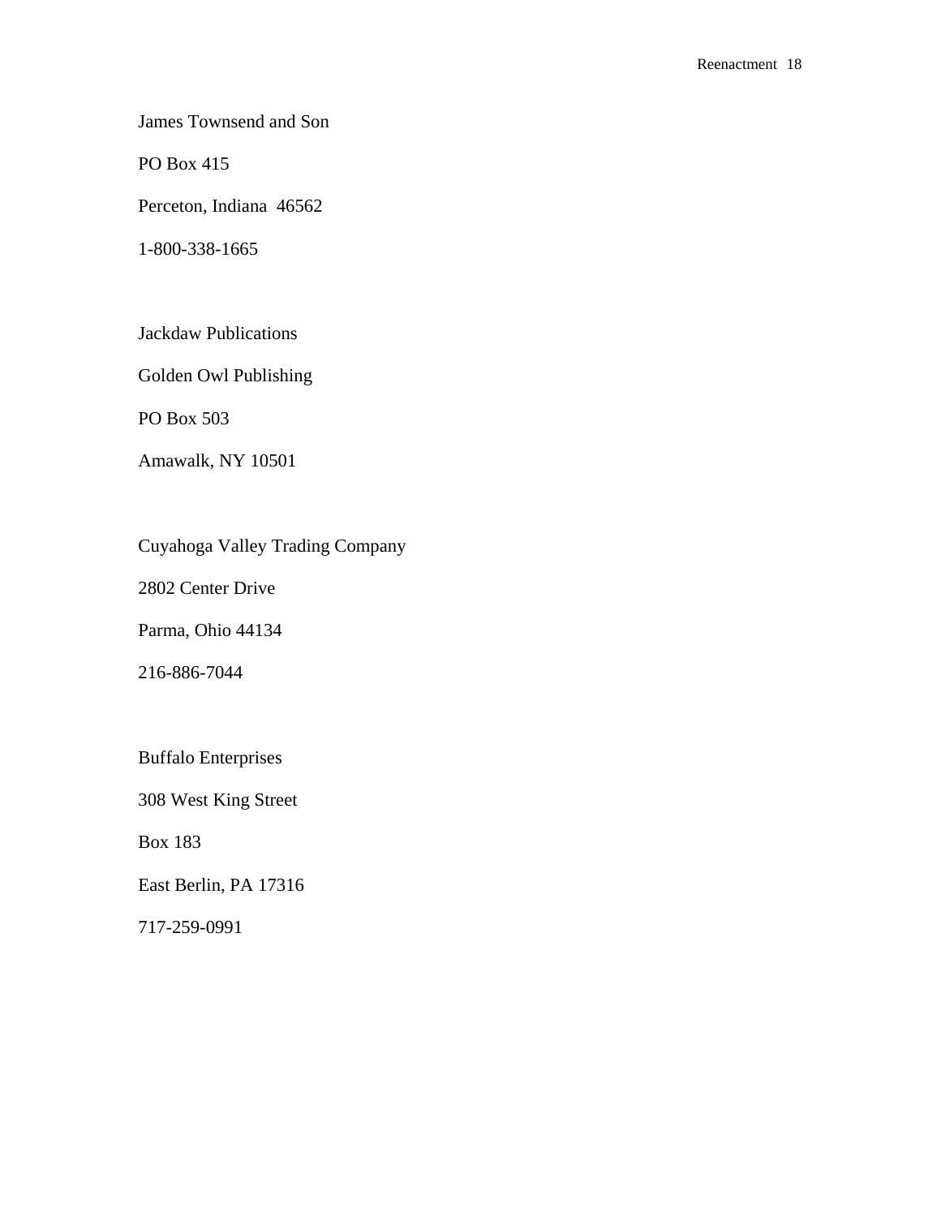James Townsend and Son

PO Box 415

Perceton, Indiana  46562

1-800-338-1665

Jackdaw Publications

Golden Owl Publishing

PO Box 503

Amawalk, NY 10501

Cuyahoga Valley Trading Company

2802 Center Drive

Parma, Ohio 44134

216-886-7044

Buffalo Enterprises

308 West King Street

Box 183

East Berlin, PA 17316

717-259-0991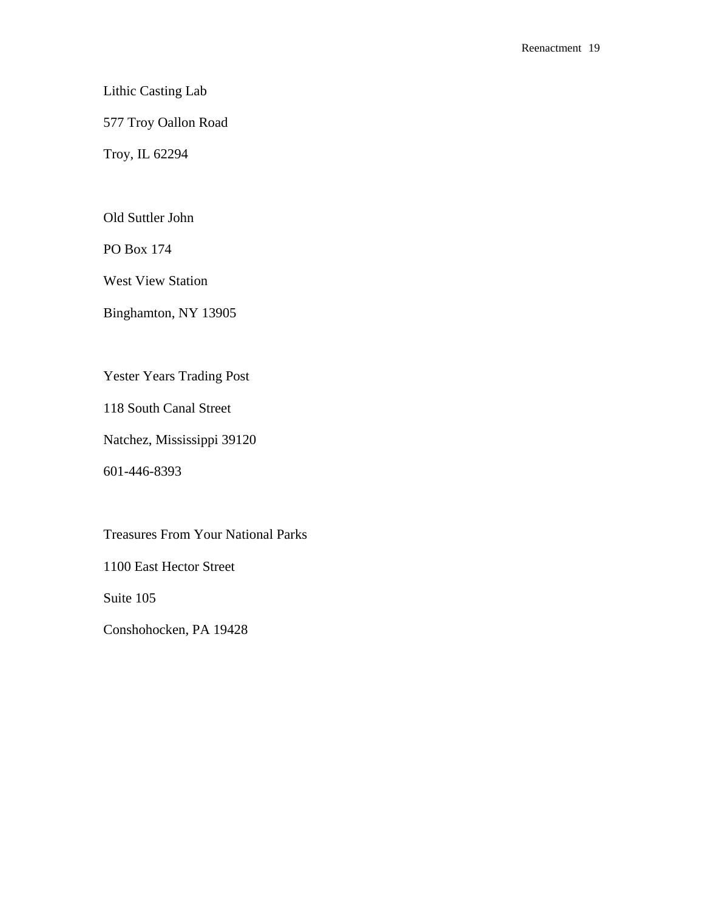Lithic Casting Lab

577 Troy Oallon Road

Troy, IL 62294

Old Suttler John

PO Box 174

West View Station

Binghamton, NY 13905

Yester Years Trading Post

118 South Canal Street

Natchez, Mississippi 39120

601-446-8393

Treasures From Your National Parks

1100 East Hector Street

Suite 105

Conshohocken, PA 19428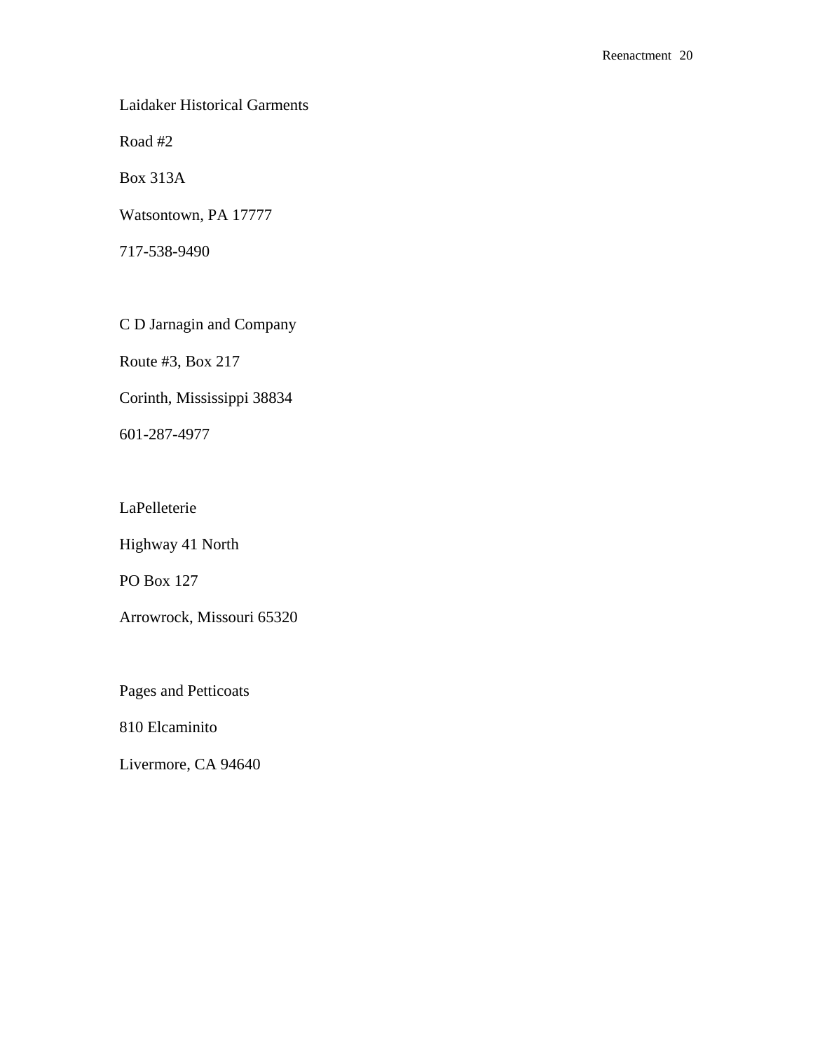Laidaker Historical Garments

Road #2

Box 313A

Watsontown, PA 17777

717-538-9490

C D Jarnagin and Company

Route #3, Box 217

Corinth, Mississippi 38834

601-287-4977

LaPelleterie

Highway 41 North

PO Box 127

Arrowrock, Missouri 65320

Pages and Petticoats

810 Elcaminito

Livermore, CA 94640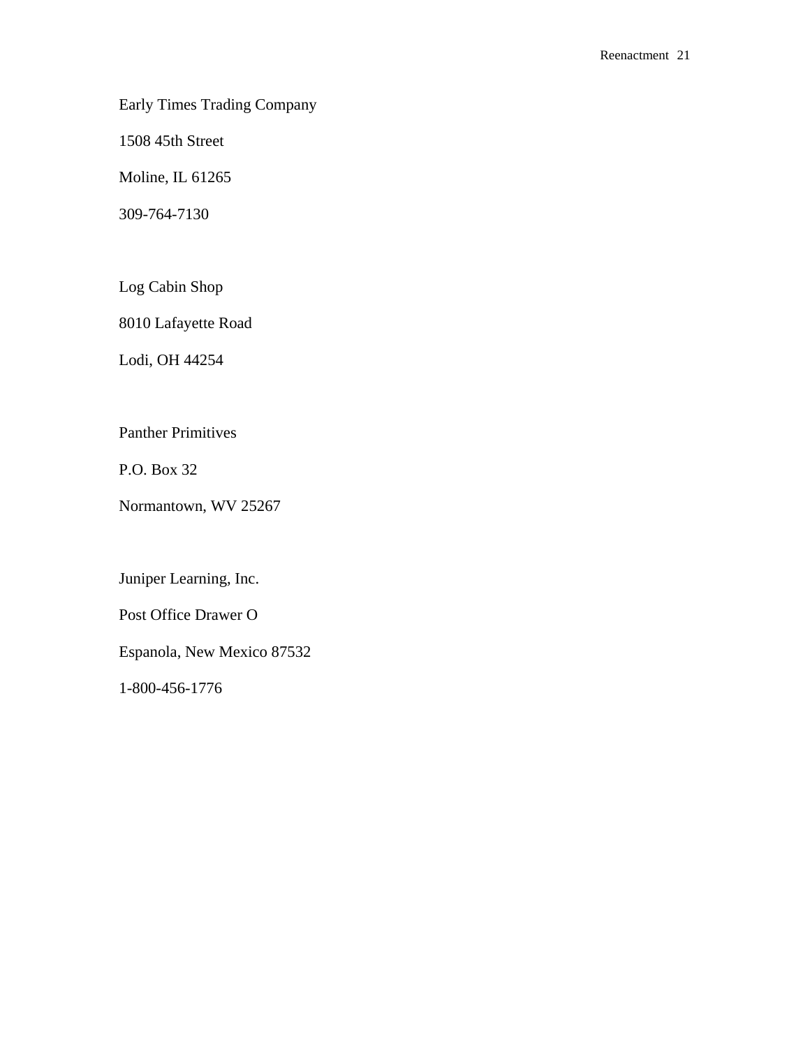Early Times Trading Company

1508 45th Street

Moline, IL 61265

309-764-7130

Log Cabin Shop

8010 Lafayette Road

Lodi, OH 44254

Panther Primitives

P.O. Box 32

Normantown, WV 25267

Juniper Learning, Inc.

Post Office Drawer O

Espanola, New Mexico 87532

1-800-456-1776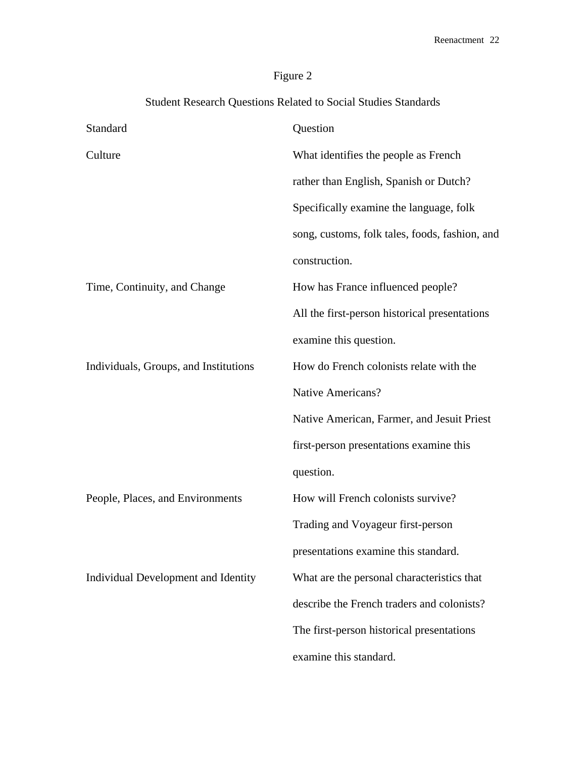Figure 2

Student Research Questions Related to Social Studies Standards

| Standard | Question |
|---|---|
| Culture | What identifies the people as French rather than English, Spanish or Dutch? Specifically examine the language, folk song, customs, folk tales, foods, fashion, and construction. |
| Time, Continuity, and Change | How has France influenced people? All the first-person historical presentations examine this question. |
| Individuals, Groups, and Institutions | How do French colonists relate with the Native Americans? Native American, Farmer, and Jesuit Priest first-person presentations examine this question. |
| People, Places, and Environments | How will French colonists survive? Trading and Voyageur first-person presentations examine this standard. |
| Individual Development and Identity | What are the personal characteristics that describe the French traders and colonists? The first-person historical presentations examine this standard. |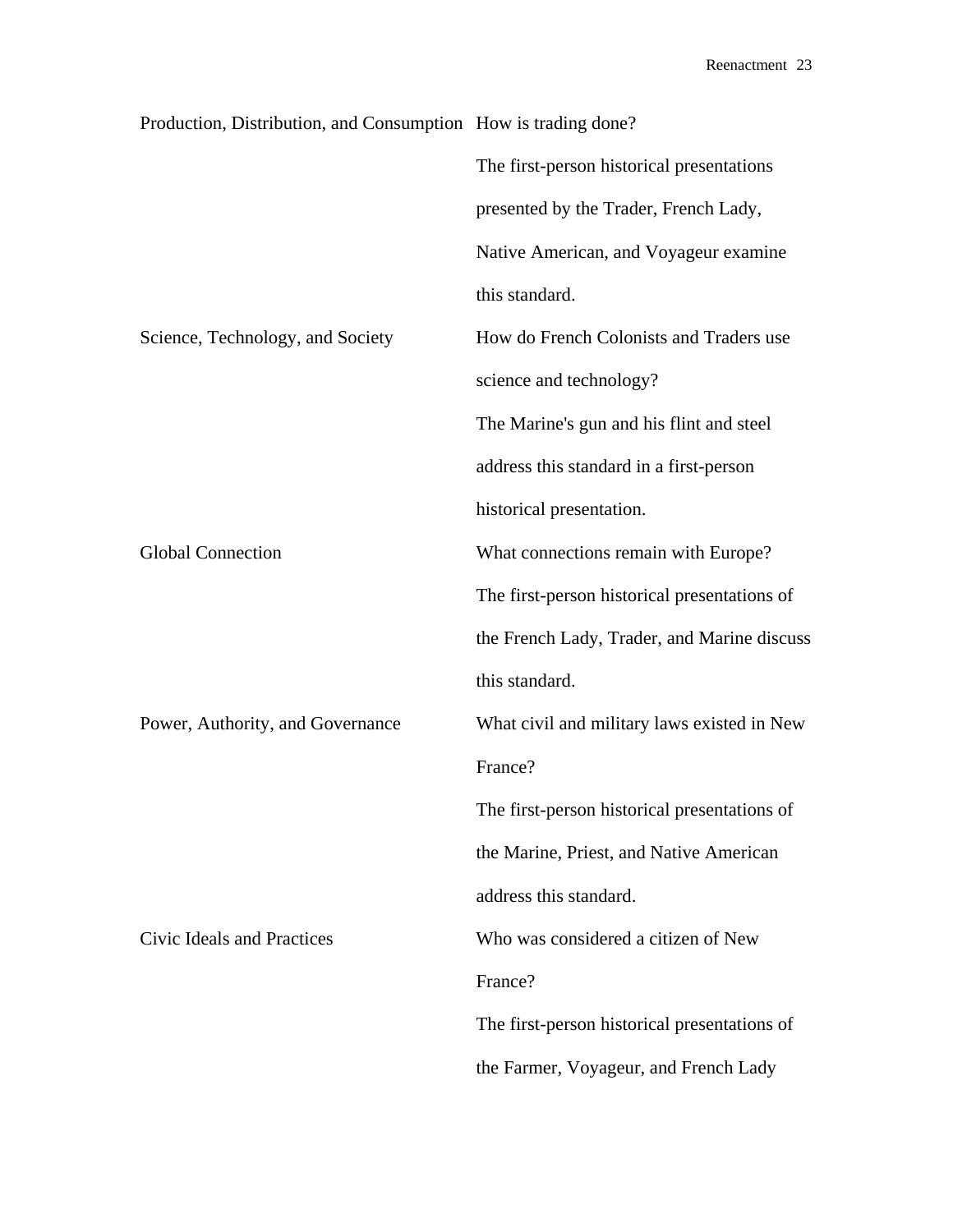| | |
|---|---|
| Production, Distribution, and Consumption | How is trading done?<br>The first-person historical presentations presented by the Trader, French Lady, Native American, and Voyageur examine this standard. |
| Science, Technology, and Society | How do French Colonists and Traders use science and technology?<br>The Marine's gun and his flint and steel address this standard in a first-person historical presentation. |
| Global Connection | What connections remain with Europe?<br>The first-person historical presentations of the French Lady, Trader, and Marine discuss this standard. |
| Power, Authority, and Governance | What civil and military laws existed in New France?<br>The first-person historical presentations of the Marine, Priest, and Native American address this standard. |
| Civic Ideals and Practices | Who was considered a citizen of New France?<br>The first-person historical presentations of the Farmer, Voyageur, and French Lady |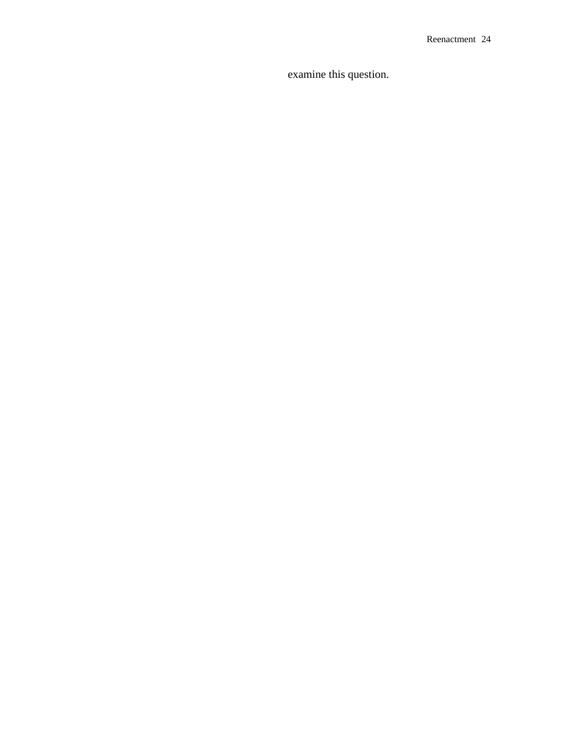examine this question.